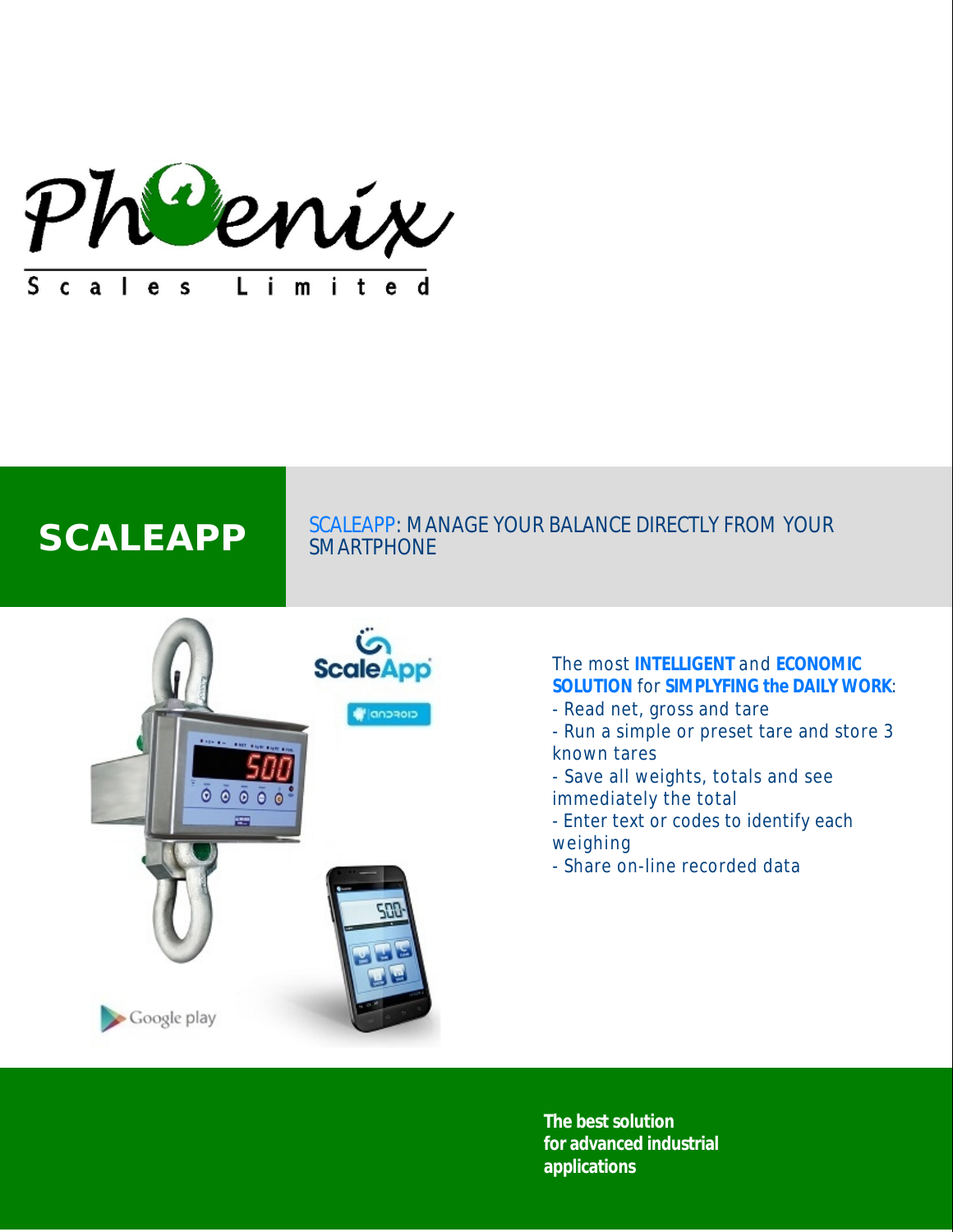# Phoenix

Scales Limited

## SCALEAPP

SCALEAPP: MANAGE YOUR BALANCE DIRECTLY FROM YOUR SMARTPHONE

The most **INTELLIGENT** and **ECONOMIC SOLUTION** for **SIMPLYFING the DAILY WORK**:

- Read net, gross and tare
- Run a simple or preset tare and store 3 known tares
- Save all weights, totals and see immediately the total
- Enter text or codes to identify each weighing
- Share on-line recorded data

**The best solution for advanced industrial applications**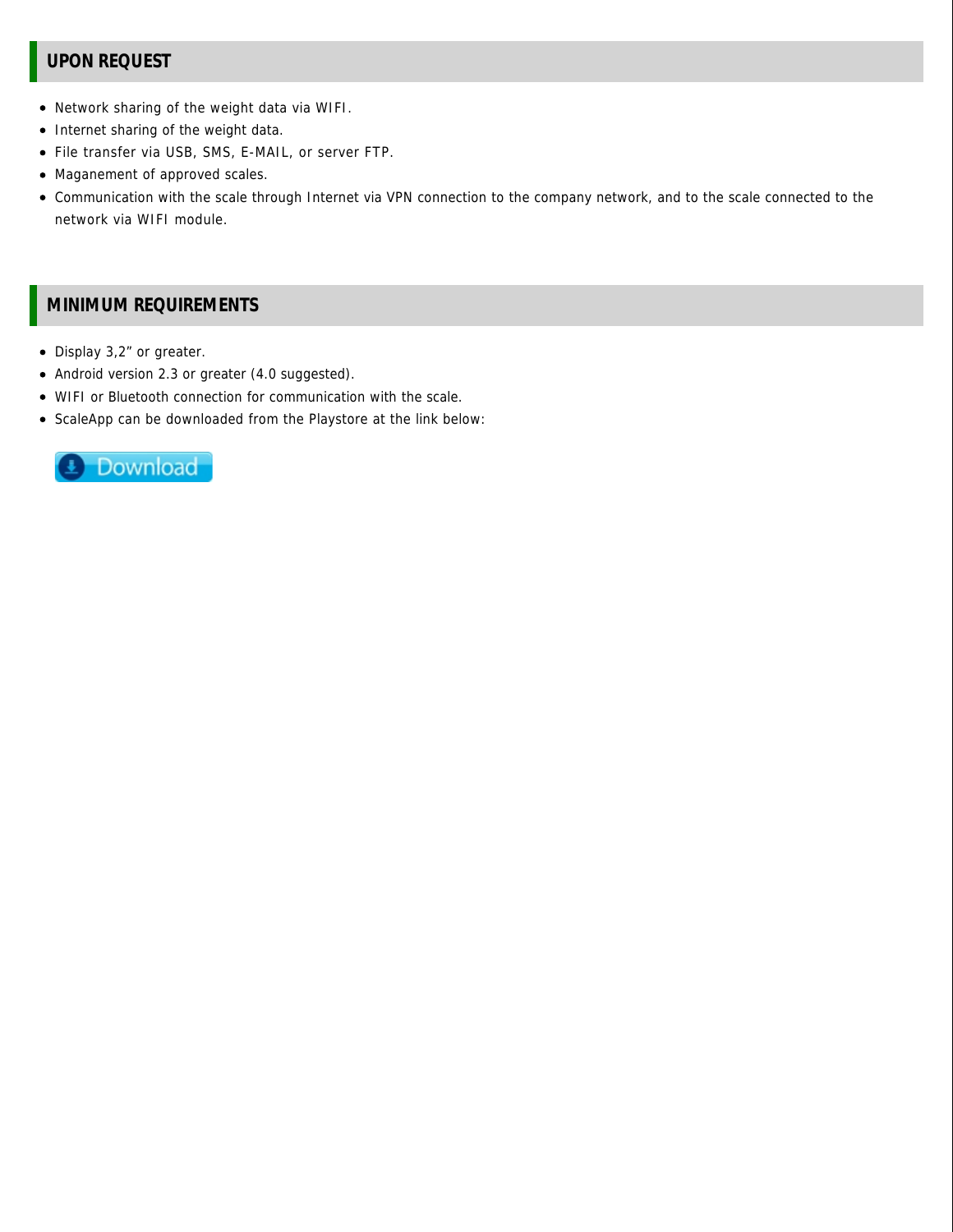## UPON REQUEST

- Network sharing of the weight data via WIFI.
- Internet sharing of the weight data.
- File transfer via USB, SMS, E-MAIL, or server FTP.
- Maganement of approved scales.
- Communication with the scale through Internet via VPN connection to the company network, and to the scale connected to the network via WIFI module.

## MINIMUM REQUIREMENTS

- Display 3,2” or greater.
- Android version 2.3 or greater (4.0 suggested).
- WIFI or Bluetooth connection for communication with the scale.
- ScaleApp can be downloaded from the Playstore at the link below:

Download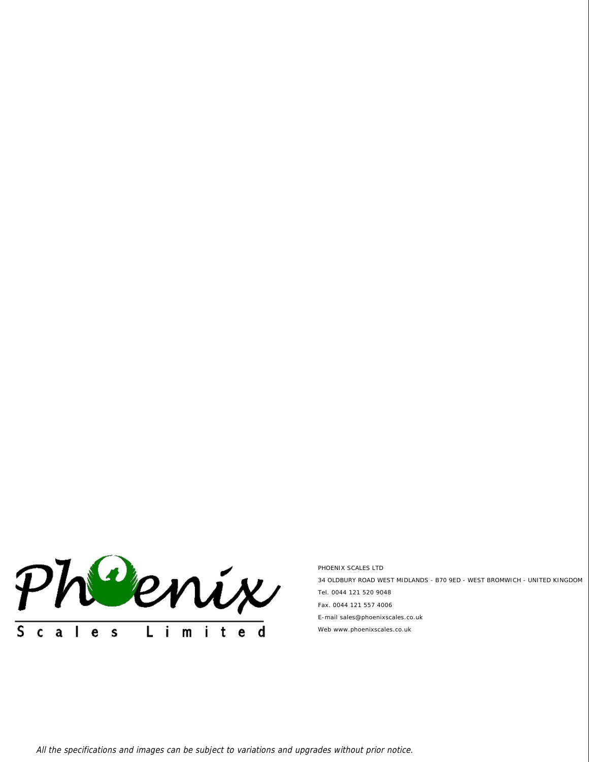Phoenix

Scales Limited

PHOENIX SCALES LTD

34 OLDBURY ROAD WEST MIDLANDS - B70 9ED - WEST BROMWICH - UNITED KINGDOM

Tel. 0044 121 520 9048

Fax. 0044 121 557 4006

E-mail sales@phoenixscales.co.uk

Web www.phoenixscales.co.uk

*All the specifications and images can be subject to variations and upgrades without prior notice.*